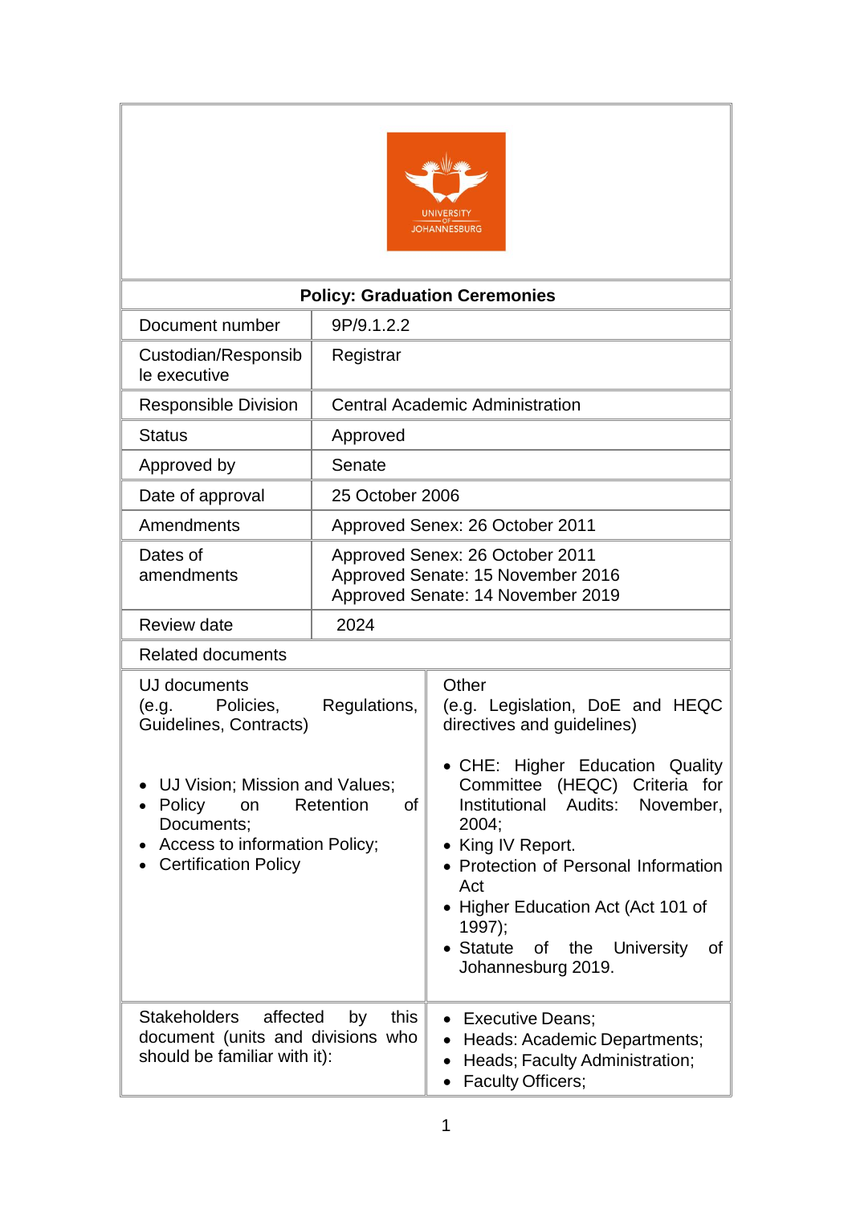| Policy: Graduation Ceremonies | |
|---|---|
| Document number | 9P/9.1.2.2 |
| Custodian/Responsible executive | Registrar |
| Responsible Division | Central Academic Administration |
| Status | Approved |
| Approved by | Senate |
| Date of approval | 25 October 2006 |
| Amendments | Approved Senex: 26 October 2011 |
| Dates of amendments | Approved Senex: 26 October 2011<br>Approved Senate: 15 November 2016<br>Approved Senate: 14 November 2019 |
| Review date | 2024 |
| Related documents | |
| UJ documents<br>(e.g. Policies, Regulations, Guidelines, Contracts)<br><br>• UJ Vision; Mission and Values;<br>• Policy on Retention of Documents;<br>• Access to information Policy;<br>• Certification Policy | Other<br>(e.g. Legislation, DoE and HEQC directives and guidelines)<br><br>• CHE: Higher Education Quality Committee (HEQC) Criteria for Institutional Audits: November, 2004;<br>• King IV Report.<br>• Protection of Personal Information Act<br>• Higher Education Act (Act 101 of 1997);<br>• Statute of the University of Johannesburg 2019. |
| Stakeholders affected by this document (units and divisions who should be familiar with it): | • Executive Deans;<br>• Heads: Academic Departments;<br>• Heads; Faculty Administration;<br>• Faculty Officers; |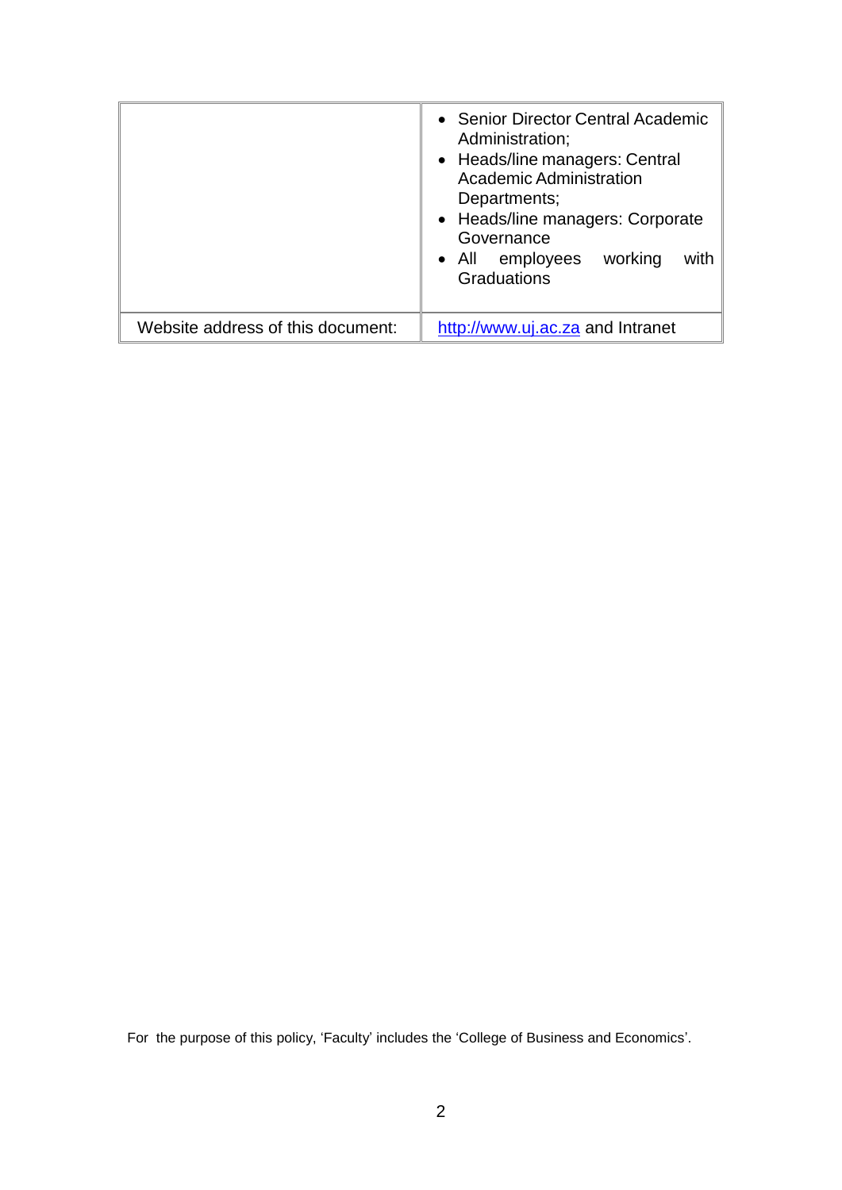| | |
|---|---|
| | • Senior Director Central Academic Administration;<br>• Heads/line managers: Central Academic Administration Departments;<br>• Heads/line managers: Corporate Governance<br>• All employees working with Graduations |
| Website address of this document: | http://www.uj.ac.za and Intranet |

For the purpose of this policy, 'Faculty' includes the 'College of Business and Economics'.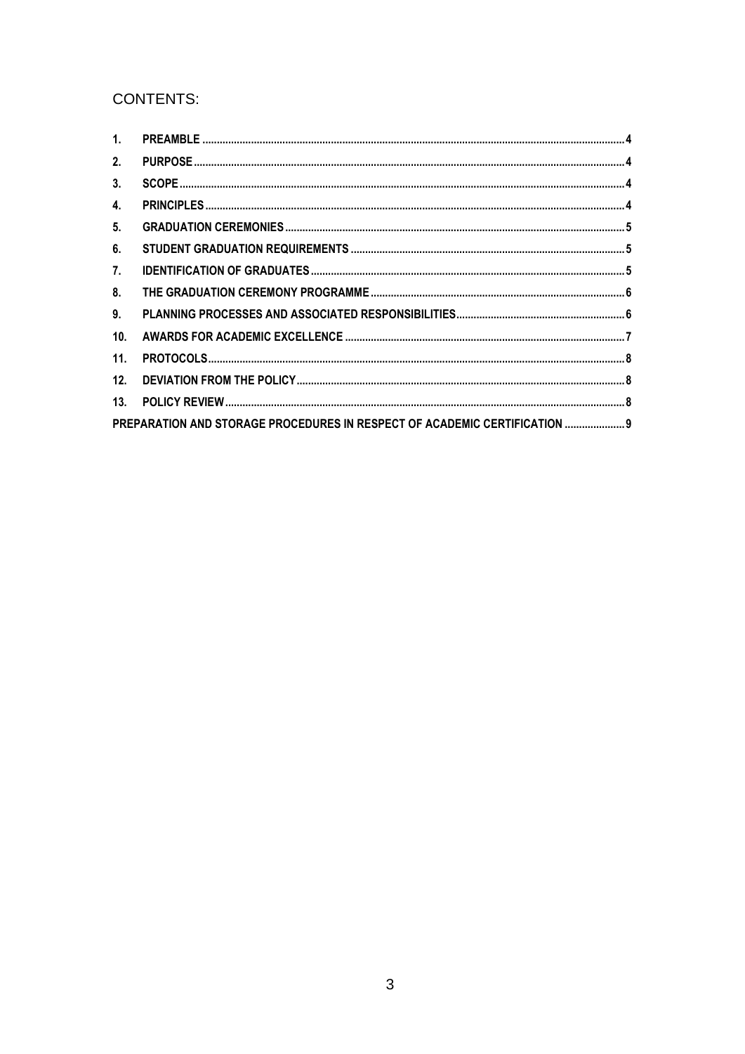## CONTENTS:

1. **PREAMBLE** ........ 4
2. **PURPOSE** ........ 4
3. **SCOPE** ........ 4
4. **PRINCIPLES** ........ 4
5. **GRADUATION CEREMONIES** ........ 5
6. **STUDENT GRADUATION REQUIREMENTS** ........ 5
7. **IDENTIFICATION OF GRADUATES** ........ 5
8. **THE GRADUATION CEREMONY PROGRAMME** ........ 6
9. **PLANNING PROCESSES AND ASSOCIATED RESPONSIBILITIES** ........ 6
10. **AWARDS FOR ACADEMIC EXCELLENCE** ........ 7
11. **PROTOCOLS** ........ 8
12. **DEVIATION FROM THE POLICY** ........ 8
13. **POLICY REVIEW** ........ 8

**PREPARATION AND STORAGE PROCEDURES IN RESPECT OF ACADEMIC CERTIFICATION** ........ 9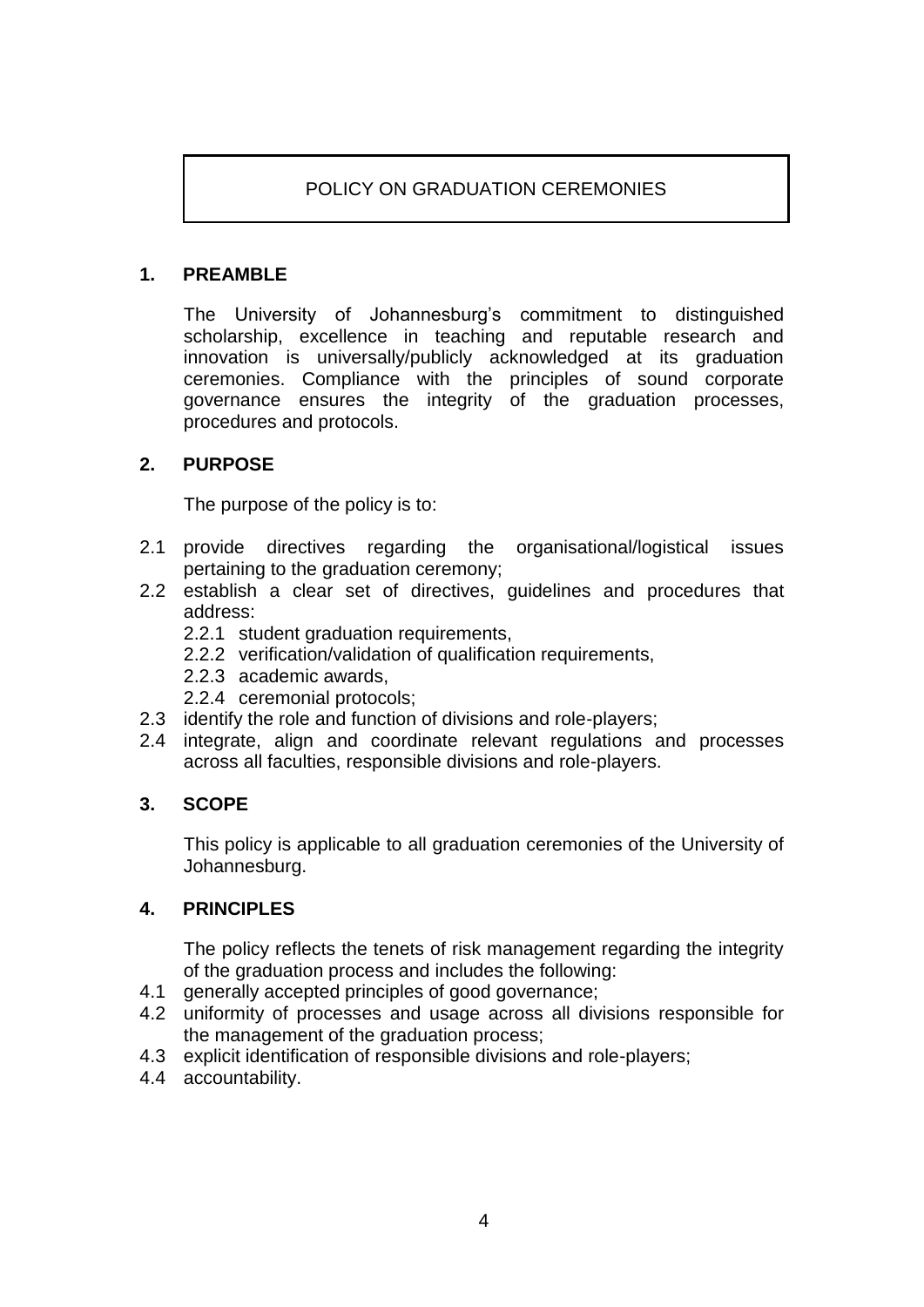# POLICY ON GRADUATION CEREMONIES

## 1. PREAMBLE

The University of Johannesburg's commitment to distinguished scholarship, excellence in teaching and reputable research and innovation is universally/publicly acknowledged at its graduation ceremonies. Compliance with the principles of sound corporate governance ensures the integrity of the graduation processes, procedures and protocols.

## 2. PURPOSE

The purpose of the policy is to:

2.1 provide directives regarding the organisational/logistical issues pertaining to the graduation ceremony;

2.2 establish a clear set of directives, guidelines and procedures that address:

- 2.2.1 student graduation requirements,
- 2.2.2 verification/validation of qualification requirements,
- 2.2.3 academic awards,
- 2.2.4 ceremonial protocols;

2.3 identify the role and function of divisions and role-players;

2.4 integrate, align and coordinate relevant regulations and processes across all faculties, responsible divisions and role-players.

## 3. SCOPE

This policy is applicable to all graduation ceremonies of the University of Johannesburg.

## 4. PRINCIPLES

The policy reflects the tenets of risk management regarding the integrity of the graduation process and includes the following:

4.1 generally accepted principles of good governance;

4.2 uniformity of processes and usage across all divisions responsible for the management of the graduation process;

4.3 explicit identification of responsible divisions and role-players;

4.4 accountability.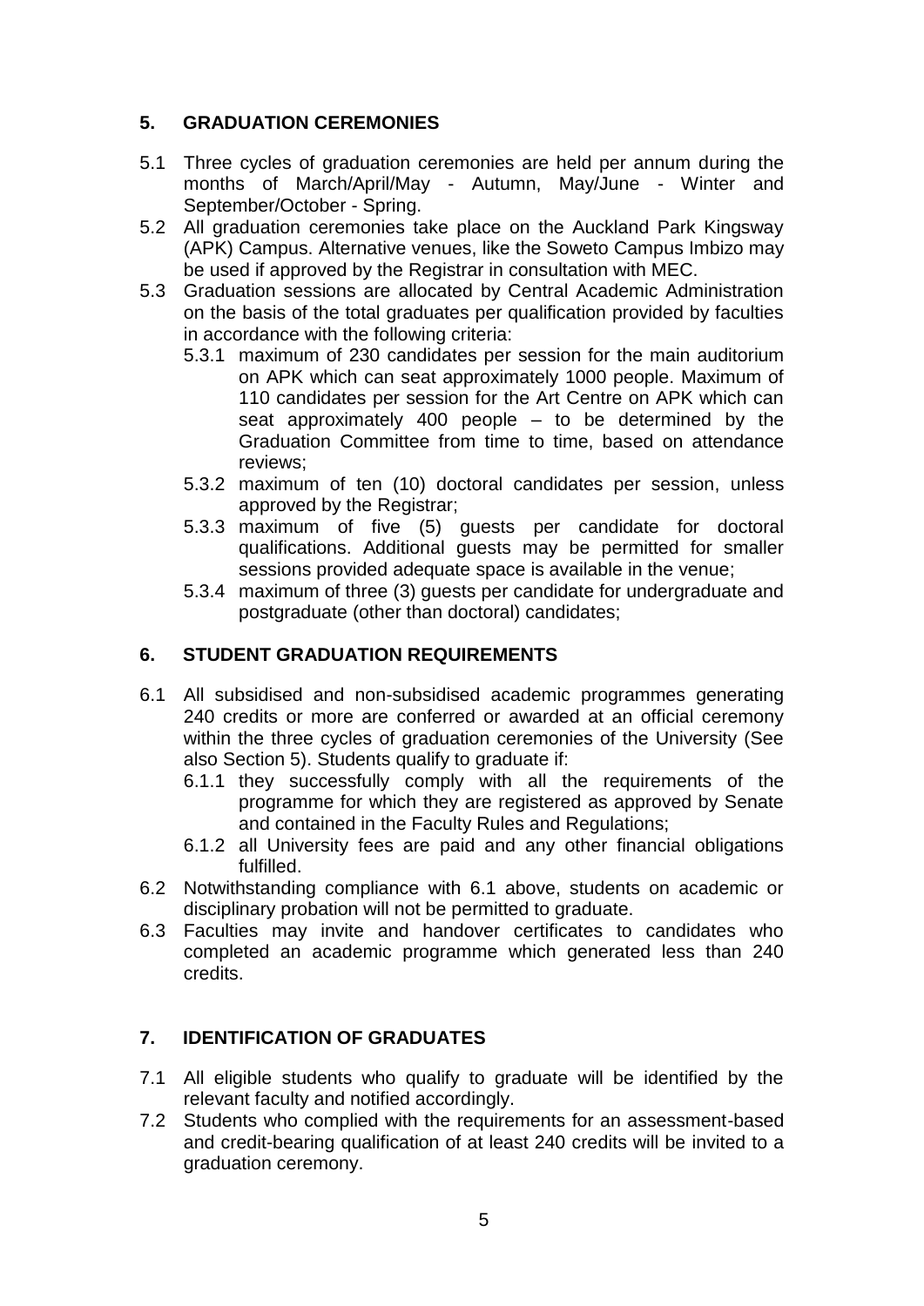## 5. GRADUATION CEREMONIES

5.1 Three cycles of graduation ceremonies are held per annum during the months of March/April/May - Autumn, May/June - Winter and September/October - Spring.

5.2 All graduation ceremonies take place on the Auckland Park Kingsway (APK) Campus. Alternative venues, like the Soweto Campus Imbizo may be used if approved by the Registrar in consultation with MEC.

5.3 Graduation sessions are allocated by Central Academic Administration on the basis of the total graduates per qualification provided by faculties in accordance with the following criteria:

- 5.3.1 maximum of 230 candidates per session for the main auditorium on APK which can seat approximately 1000 people. Maximum of 110 candidates per session for the Art Centre on APK which can seat approximately 400 people – to be determined by the Graduation Committee from time to time, based on attendance reviews;
- 5.3.2 maximum of ten (10) doctoral candidates per session, unless approved by the Registrar;
- 5.3.3 maximum of five (5) guests per candidate for doctoral qualifications. Additional guests may be permitted for smaller sessions provided adequate space is available in the venue;
- 5.3.4 maximum of three (3) guests per candidate for undergraduate and postgraduate (other than doctoral) candidates;

## 6. STUDENT GRADUATION REQUIREMENTS

6.1 All subsidised and non-subsidised academic programmes generating 240 credits or more are conferred or awarded at an official ceremony within the three cycles of graduation ceremonies of the University (See also Section 5). Students qualify to graduate if:

- 6.1.1 they successfully comply with all the requirements of the programme for which they are registered as approved by Senate and contained in the Faculty Rules and Regulations;
- 6.1.2 all University fees are paid and any other financial obligations fulfilled.

6.2 Notwithstanding compliance with 6.1 above, students on academic or disciplinary probation will not be permitted to graduate.

6.3 Faculties may invite and handover certificates to candidates who completed an academic programme which generated less than 240 credits.

## 7. IDENTIFICATION OF GRADUATES

7.1 All eligible students who qualify to graduate will be identified by the relevant faculty and notified accordingly.

7.2 Students who complied with the requirements for an assessment-based and credit-bearing qualification of at least 240 credits will be invited to a graduation ceremony.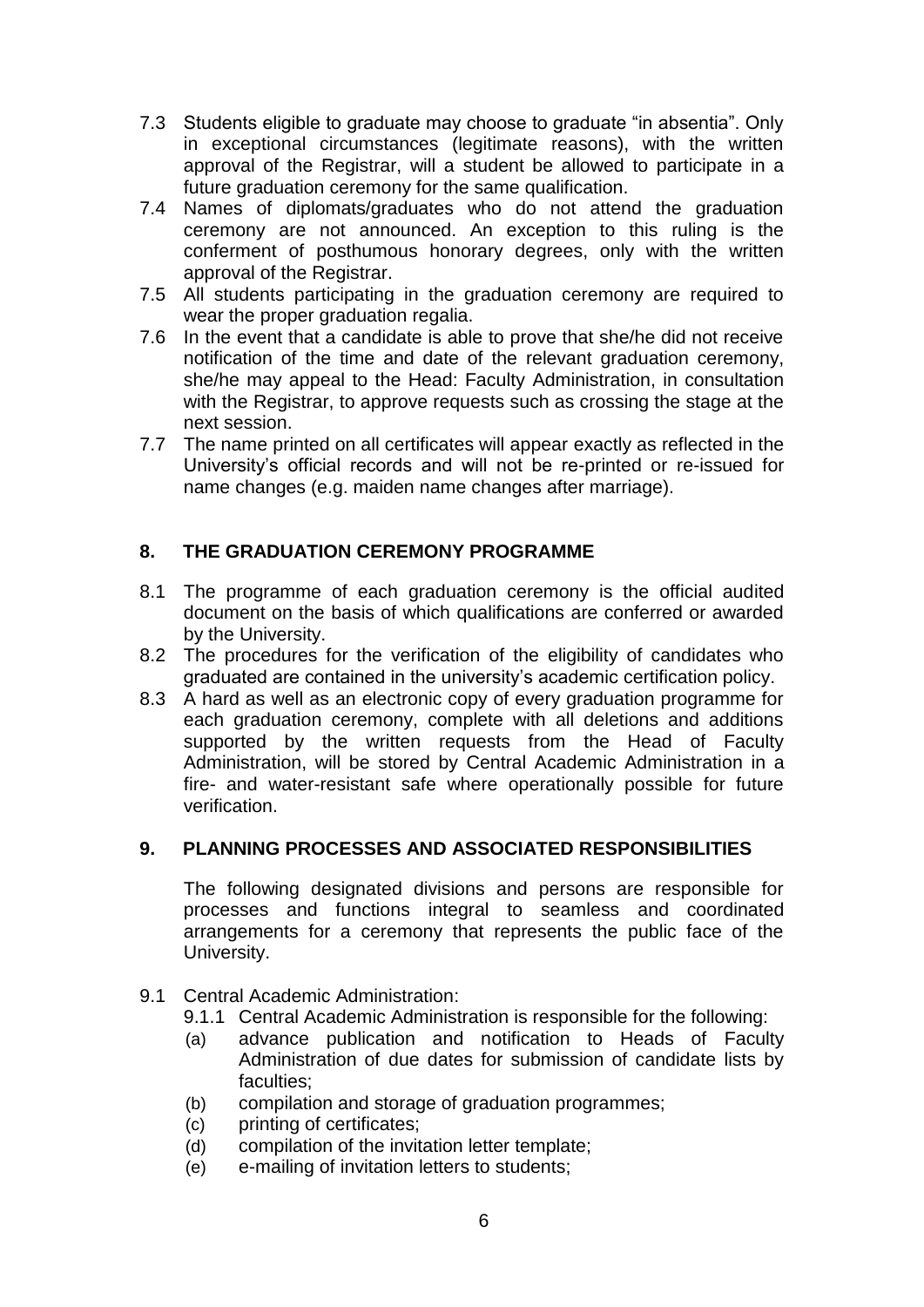7.3 Students eligible to graduate may choose to graduate "in absentia". Only in exceptional circumstances (legitimate reasons), with the written approval of the Registrar, will a student be allowed to participate in a future graduation ceremony for the same qualification.

7.4 Names of diplomats/graduates who do not attend the graduation ceremony are not announced. An exception to this ruling is the conferment of posthumous honorary degrees, only with the written approval of the Registrar.

7.5 All students participating in the graduation ceremony are required to wear the proper graduation regalia.

7.6 In the event that a candidate is able to prove that she/he did not receive notification of the time and date of the relevant graduation ceremony, she/he may appeal to the Head: Faculty Administration, in consultation with the Registrar, to approve requests such as crossing the stage at the next session.

7.7 The name printed on all certificates will appear exactly as reflected in the University's official records and will not be re-printed or re-issued for name changes (e.g. maiden name changes after marriage).

## 8. THE GRADUATION CEREMONY PROGRAMME

8.1 The programme of each graduation ceremony is the official audited document on the basis of which qualifications are conferred or awarded by the University.

8.2 The procedures for the verification of the eligibility of candidates who graduated are contained in the university's academic certification policy.

8.3 A hard as well as an electronic copy of every graduation programme for each graduation ceremony, complete with all deletions and additions supported by the written requests from the Head of Faculty Administration, will be stored by Central Academic Administration in a fire- and water-resistant safe where operationally possible for future verification.

## 9. PLANNING PROCESSES AND ASSOCIATED RESPONSIBILITIES

The following designated divisions and persons are responsible for processes and functions integral to seamless and coordinated arrangements for a ceremony that represents the public face of the University.

9.1 Central Academic Administration:

9.1.1 Central Academic Administration is responsible for the following:

(a) advance publication and notification to Heads of Faculty Administration of due dates for submission of candidate lists by faculties;

(b) compilation and storage of graduation programmes;

(c) printing of certificates;

(d) compilation of the invitation letter template;

(e) e-mailing of invitation letters to students;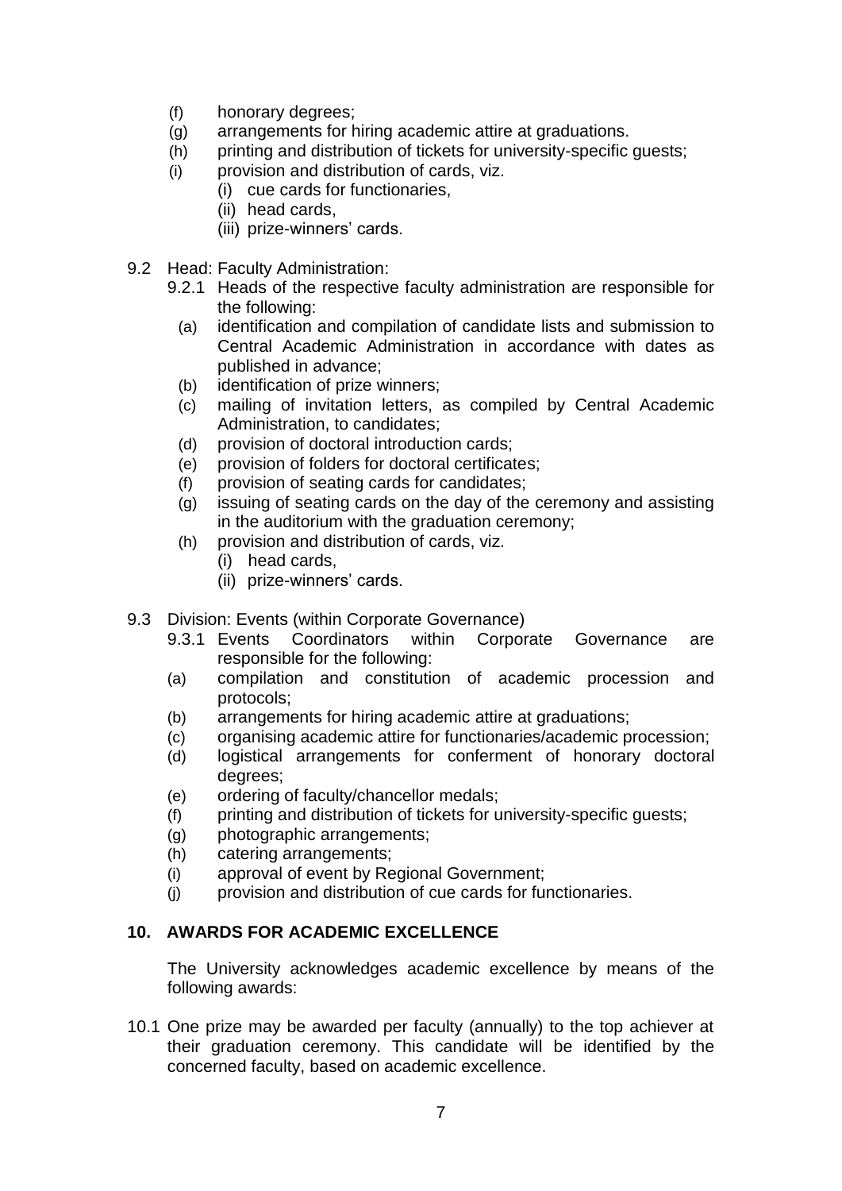(f) honorary degrees;
(g) arrangements for hiring academic attire at graduations.
(h) printing and distribution of tickets for university-specific guests;
(i) provision and distribution of cards, viz.
   (i) cue cards for functionaries,
   (ii) head cards,
   (iii) prize-winners' cards.

9.2 Head: Faculty Administration:

9.2.1 Heads of the respective faculty administration are responsible for the following:

(a) identification and compilation of candidate lists and submission to Central Academic Administration in accordance with dates as published in advance;
(b) identification of prize winners;
(c) mailing of invitation letters, as compiled by Central Academic Administration, to candidates;
(d) provision of doctoral introduction cards;
(e) provision of folders for doctoral certificates;
(f) provision of seating cards for candidates;
(g) issuing of seating cards on the day of the ceremony and assisting in the auditorium with the graduation ceremony;
(h) provision and distribution of cards, viz.
   (i) head cards,
   (ii) prize-winners' cards.

9.3 Division: Events (within Corporate Governance)

9.3.1 Events Coordinators within Corporate Governance are responsible for the following:

(a) compilation and constitution of academic procession and protocols;
(b) arrangements for hiring academic attire at graduations;
(c) organising academic attire for functionaries/academic procession;
(d) logistical arrangements for conferment of honorary doctoral degrees;
(e) ordering of faculty/chancellor medals;
(f) printing and distribution of tickets for university-specific guests;
(g) photographic arrangements;
(h) catering arrangements;
(i) approval of event by Regional Government;
(j) provision and distribution of cue cards for functionaries.

## 10. AWARDS FOR ACADEMIC EXCELLENCE

The University acknowledges academic excellence by means of the following awards:

10.1 One prize may be awarded per faculty (annually) to the top achiever at their graduation ceremony. This candidate will be identified by the concerned faculty, based on academic excellence.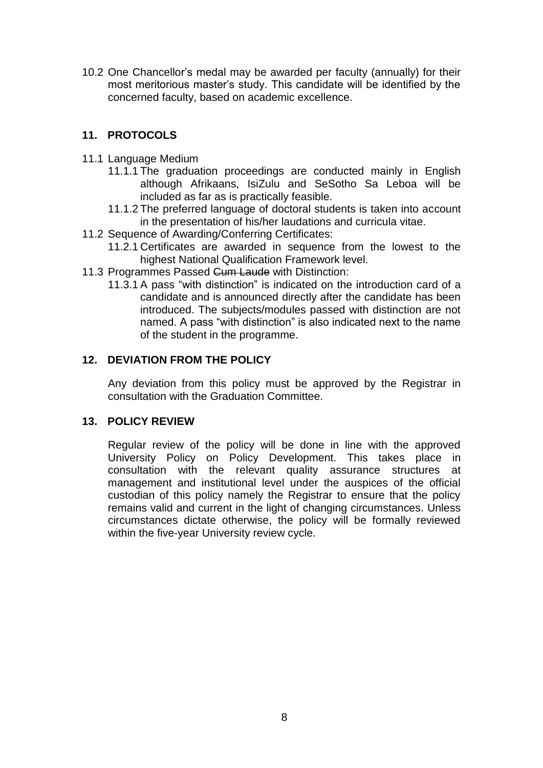10.2 One Chancellor's medal may be awarded per faculty (annually) for their most meritorious master's study. This candidate will be identified by the concerned faculty, based on academic excellence.

## 11. PROTOCOLS

11.1 Language Medium

- 11.1.1 The graduation proceedings are conducted mainly in English although Afrikaans, IsiZulu and SeSotho Sa Leboa will be included as far as is practically feasible.
- 11.1.2 The preferred language of doctoral students is taken into account in the presentation of his/her laudations and curricula vitae.

11.2 Sequence of Awarding/Conferring Certificates:

- 11.2.1 Certificates are awarded in sequence from the lowest to the highest National Qualification Framework level.

11.3 Programmes Passed ~~Cum Laude~~ with Distinction:

- 11.3.1 A pass "with distinction" is indicated on the introduction card of a candidate and is announced directly after the candidate has been introduced. The subjects/modules passed with distinction are not named. A pass "with distinction" is also indicated next to the name of the student in the programme.

## 12. DEVIATION FROM THE POLICY

Any deviation from this policy must be approved by the Registrar in consultation with the Graduation Committee.

## 13. POLICY REVIEW

Regular review of the policy will be done in line with the approved University Policy on Policy Development. This takes place in consultation with the relevant quality assurance structures at management and institutional level under the auspices of the official custodian of this policy namely the Registrar to ensure that the policy remains valid and current in the light of changing circumstances. Unless circumstances dictate otherwise, the policy will be formally reviewed within the five-year University review cycle.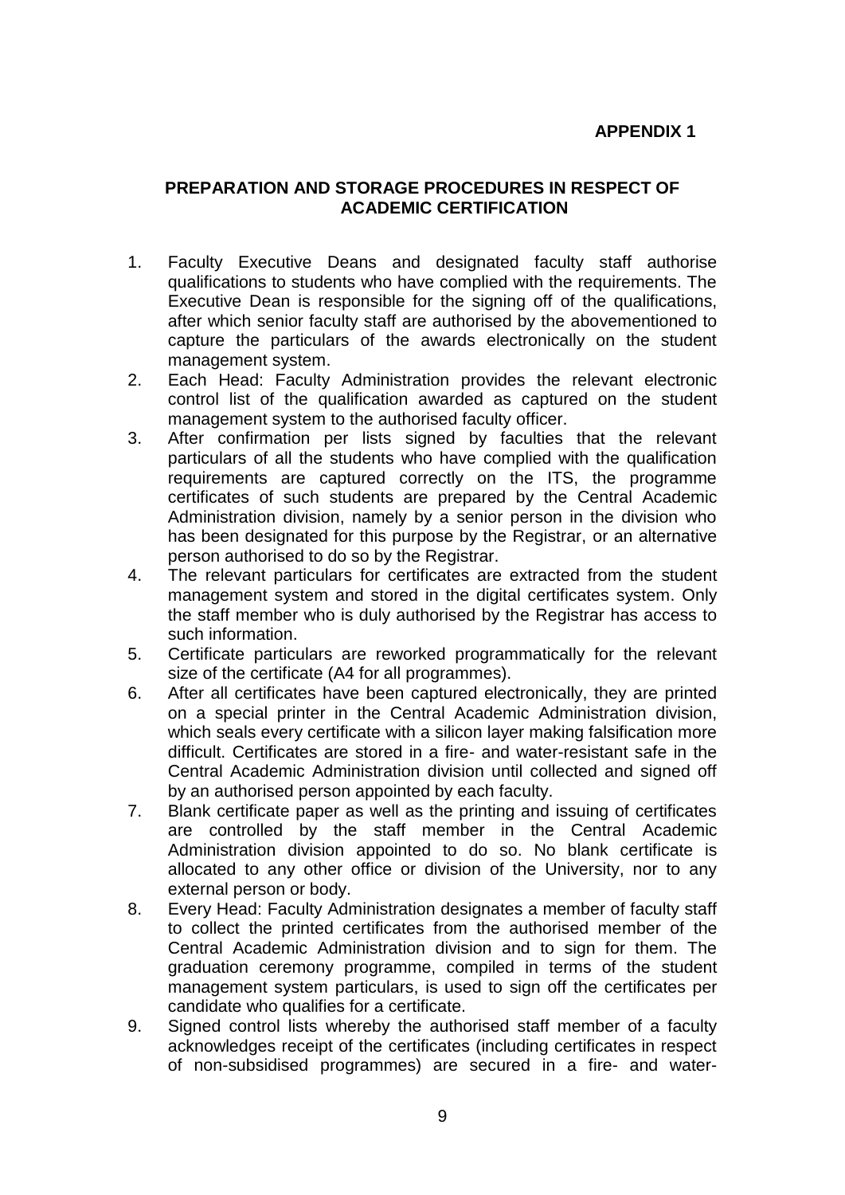**APPENDIX 1**

## PREPARATION AND STORAGE PROCEDURES IN RESPECT OF ACADEMIC CERTIFICATION

1. Faculty Executive Deans and designated faculty staff authorise qualifications to students who have complied with the requirements. The Executive Dean is responsible for the signing off of the qualifications, after which senior faculty staff are authorised by the abovementioned to capture the particulars of the awards electronically on the student management system.
2. Each Head: Faculty Administration provides the relevant electronic control list of the qualification awarded as captured on the student management system to the authorised faculty officer.
3. After confirmation per lists signed by faculties that the relevant particulars of all the students who have complied with the qualification requirements are captured correctly on the ITS, the programme certificates of such students are prepared by the Central Academic Administration division, namely by a senior person in the division who has been designated for this purpose by the Registrar, or an alternative person authorised to do so by the Registrar.
4. The relevant particulars for certificates are extracted from the student management system and stored in the digital certificates system. Only the staff member who is duly authorised by the Registrar has access to such information.
5. Certificate particulars are reworked programmatically for the relevant size of the certificate (A4 for all programmes).
6. After all certificates have been captured electronically, they are printed on a special printer in the Central Academic Administration division, which seals every certificate with a silicon layer making falsification more difficult. Certificates are stored in a fire- and water-resistant safe in the Central Academic Administration division until collected and signed off by an authorised person appointed by each faculty.
7. Blank certificate paper as well as the printing and issuing of certificates are controlled by the staff member in the Central Academic Administration division appointed to do so. No blank certificate is allocated to any other office or division of the University, nor to any external person or body.
8. Every Head: Faculty Administration designates a member of faculty staff to collect the printed certificates from the authorised member of the Central Academic Administration division and to sign for them. The graduation ceremony programme, compiled in terms of the student management system particulars, is used to sign off the certificates per candidate who qualifies for a certificate.
9. Signed control lists whereby the authorised staff member of a faculty acknowledges receipt of the certificates (including certificates in respect of non-subsidised programmes) are secured in a fire- and water-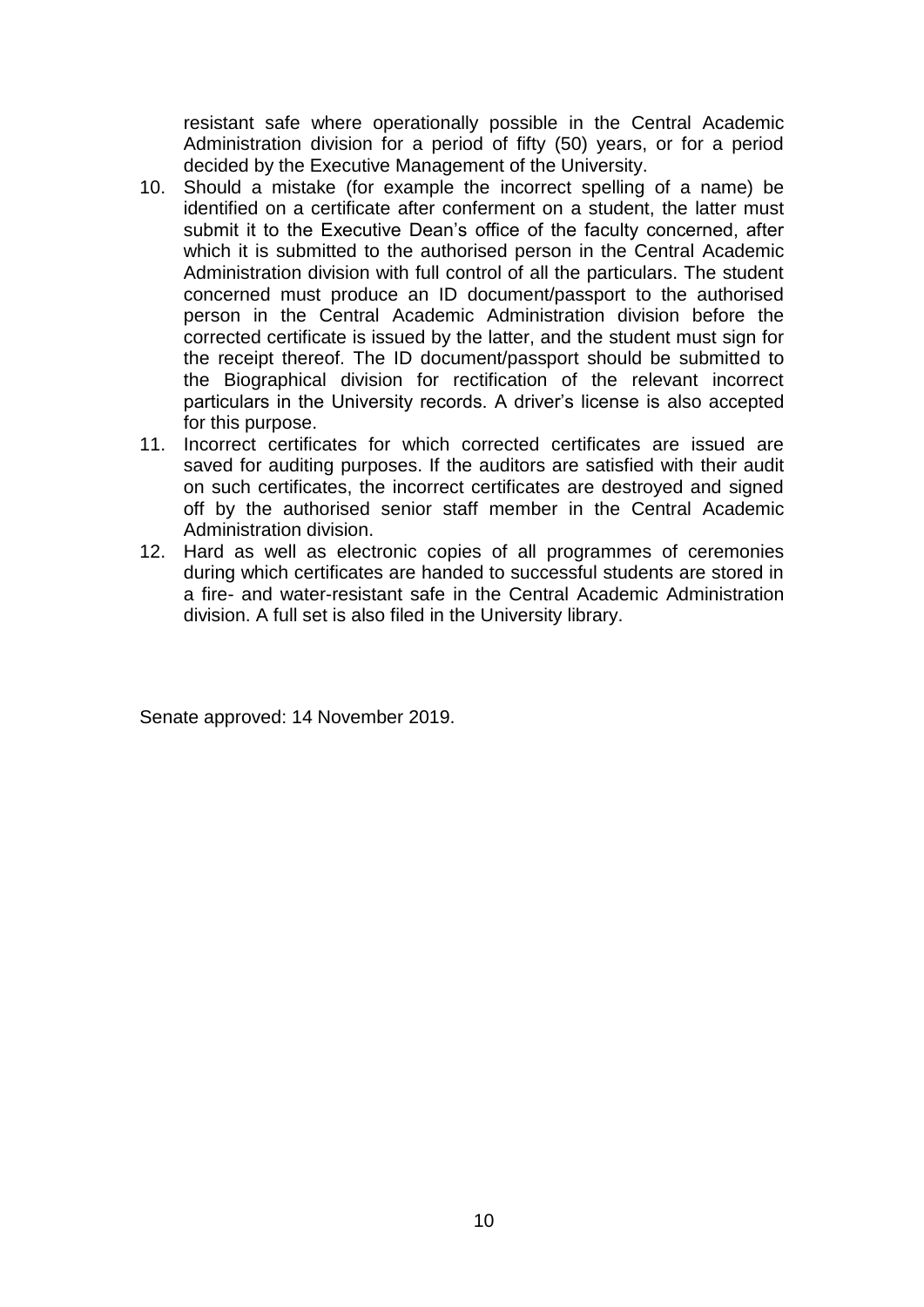resistant safe where operationally possible in the Central Academic Administration division for a period of fifty (50) years, or for a period decided by the Executive Management of the University.

10. Should a mistake (for example the incorrect spelling of a name) be identified on a certificate after conferment on a student, the latter must submit it to the Executive Dean's office of the faculty concerned, after which it is submitted to the authorised person in the Central Academic Administration division with full control of all the particulars. The student concerned must produce an ID document/passport to the authorised person in the Central Academic Administration division before the corrected certificate is issued by the latter, and the student must sign for the receipt thereof. The ID document/passport should be submitted to the Biographical division for rectification of the relevant incorrect particulars in the University records. A driver's license is also accepted for this purpose.
11. Incorrect certificates for which corrected certificates are issued are saved for auditing purposes. If the auditors are satisfied with their audit on such certificates, the incorrect certificates are destroyed and signed off by the authorised senior staff member in the Central Academic Administration division.
12. Hard as well as electronic copies of all programmes of ceremonies during which certificates are handed to successful students are stored in a fire- and water-resistant safe in the Central Academic Administration division. A full set is also filed in the University library.

Senate approved: 14 November 2019.